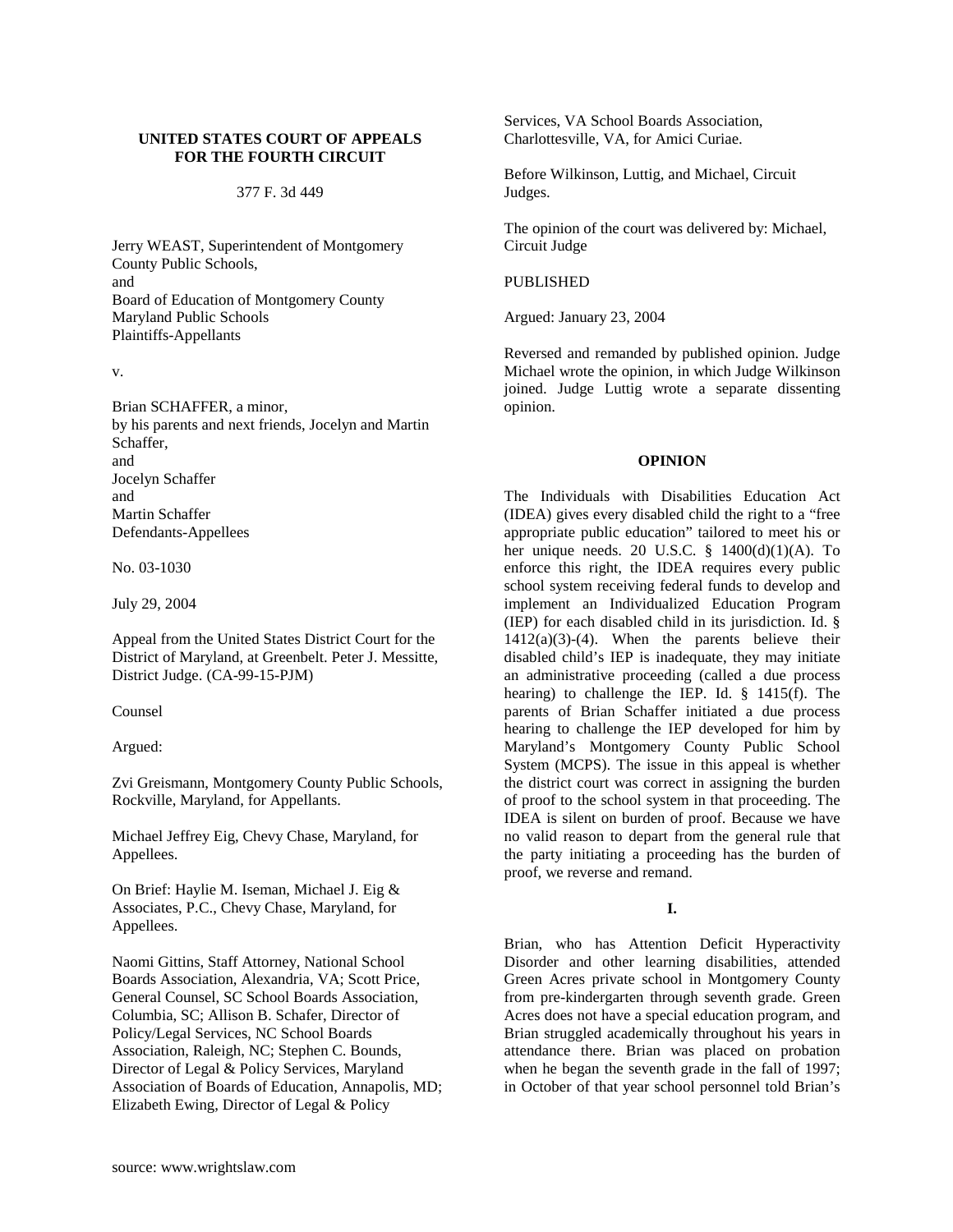**UNITED STATES COURT OF APPEALS FOR THE FOURTH CIRCUIT**

377 F. 3d 449

Jerry WEAST, Superintendent of Montgomery County Public Schools,
and
Board of Education of Montgomery County Maryland Public Schools
Plaintiffs-Appellants

v.

Brian SCHAFFER, a minor,
by his parents and next friends, Jocelyn and Martin Schaffer,
and
Jocelyn Schaffer
and
Martin Schaffer
Defendants-Appellees

No. 03-1030

July 29, 2004

Appeal from the United States District Court for the District of Maryland, at Greenbelt. Peter J. Messitte, District Judge. (CA-99-15-PJM)

Counsel

Argued:

Zvi Greismann, Montgomery County Public Schools, Rockville, Maryland, for Appellants.

Michael Jeffrey Eig, Chevy Chase, Maryland, for Appellees.

On Brief: Haylie M. Iseman, Michael J. Eig & Associates, P.C., Chevy Chase, Maryland, for Appellees.

Naomi Gittins, Staff Attorney, National School Boards Association, Alexandria, VA; Scott Price, General Counsel, SC School Boards Association, Columbia, SC; Allison B. Schafer, Director of Policy/Legal Services, NC School Boards Association, Raleigh, NC; Stephen C. Bounds, Director of Legal & Policy Services, Maryland Association of Boards of Education, Annapolis, MD; Elizabeth Ewing, Director of Legal & Policy Services, VA School Boards Association, Charlottesville, VA, for Amici Curiae.

Before Wilkinson, Luttig, and Michael, Circuit Judges.

The opinion of the court was delivered by: Michael, Circuit Judge

PUBLISHED

Argued: January 23, 2004

Reversed and remanded by published opinion. Judge Michael wrote the opinion, in which Judge Wilkinson joined. Judge Luttig wrote a separate dissenting opinion.

**OPINION**

The Individuals with Disabilities Education Act (IDEA) gives every disabled child the right to a "free appropriate public education" tailored to meet his or her unique needs. 20 U.S.C. § 1400(d)(1)(A). To enforce this right, the IDEA requires every public school system receiving federal funds to develop and implement an Individualized Education Program (IEP) for each disabled child in its jurisdiction. Id. § 1412(a)(3)-(4). When the parents believe their disabled child's IEP is inadequate, they may initiate an administrative proceeding (called a due process hearing) to challenge the IEP. Id. § 1415(f). The parents of Brian Schaffer initiated a due process hearing to challenge the IEP developed for him by Maryland's Montgomery County Public School System (MCPS). The issue in this appeal is whether the district court was correct in assigning the burden of proof to the school system in that proceeding. The IDEA is silent on burden of proof. Because we have no valid reason to depart from the general rule that the party initiating a proceeding has the burden of proof, we reverse and remand.

**I.**

Brian, who has Attention Deficit Hyperactivity Disorder and other learning disabilities, attended Green Acres private school in Montgomery County from pre-kindergarten through seventh grade. Green Acres does not have a special education program, and Brian struggled academically throughout his years in attendance there. Brian was placed on probation when he began the seventh grade in the fall of 1997; in October of that year school personnel told Brian's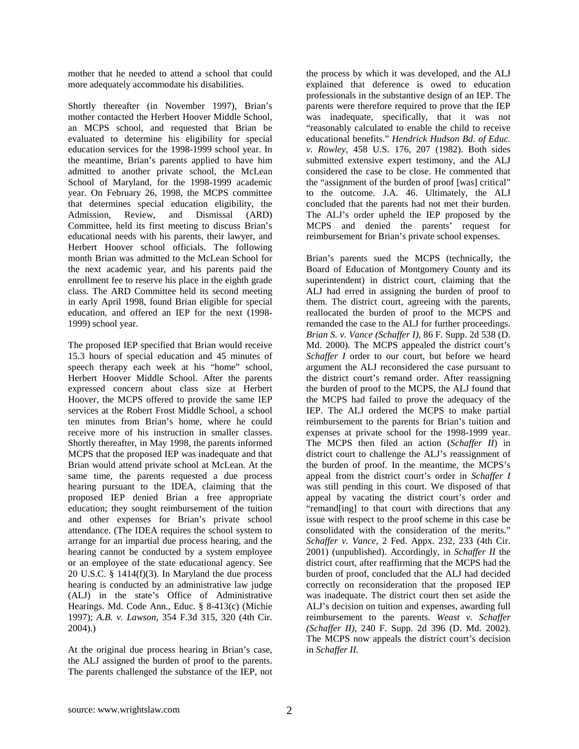mother that he needed to attend a school that could more adequately accommodate his disabilities.

Shortly thereafter (in November 1997), Brian's mother contacted the Herbert Hoover Middle School, an MCPS school, and requested that Brian be evaluated to determine his eligibility for special education services for the 1998-1999 school year. In the meantime, Brian's parents applied to have him admitted to another private school, the McLean School of Maryland, for the 1998-1999 academic year. On February 26, 1998, the MCPS committee that determines special education eligibility, the Admission, Review, and Dismissal (ARD) Committee, held its first meeting to discuss Brian's educational needs with his parents, their lawyer, and Herbert Hoover school officials. The following month Brian was admitted to the McLean School for the next academic year, and his parents paid the enrollment fee to reserve his place in the eighth grade class. The ARD Committee held its second meeting in early April 1998, found Brian eligible for special education, and offered an IEP for the next (1998-1999) school year.

The proposed IEP specified that Brian would receive 15.3 hours of special education and 45 minutes of speech therapy each week at his "home" school, Herbert Hoover Middle School. After the parents expressed concern about class size at Herbert Hoover, the MCPS offered to provide the same IEP services at the Robert Frost Middle School, a school ten minutes from Brian's home, where he could receive more of his instruction in smaller classes. Shortly thereafter, in May 1998, the parents informed MCPS that the proposed IEP was inadequate and that Brian would attend private school at McLean. At the same time, the parents requested a due process hearing pursuant to the IDEA, claiming that the proposed IEP denied Brian a free appropriate education; they sought reimbursement of the tuition and other expenses for Brian's private school attendance. (The IDEA requires the school system to arrange for an impartial due process hearing, and the hearing cannot be conducted by a system employee or an employee of the state educational agency. See 20 U.S.C. § 1414(f)(3). In Maryland the due process hearing is conducted by an administrative law judge (ALJ) in the state's Office of Administrative Hearings. Md. Code Ann., Educ. § 8-413(c) (Michie 1997); *A.B. v. Lawson*, 354 F.3d 315, 320 (4th Cir. 2004).)

At the original due process hearing in Brian's case, the ALJ assigned the burden of proof to the parents. The parents challenged the substance of the IEP, not the process by which it was developed, and the ALJ explained that deference is owed to education professionals in the substantive design of an IEP. The parents were therefore required to prove that the IEP was inadequate, specifically, that it was not "reasonably calculated to enable the child to receive educational benefits." *Hendrick Hudson Bd. of Educ. v. Rowley*, 458 U.S. 176, 207 (1982). Both sides submitted extensive expert testimony, and the ALJ considered the case to be close. He commented that the "assignment of the burden of proof [was] critical" to the outcome. J.A. 46. Ultimately, the ALJ concluded that the parents had not met their burden. The ALJ's order upheld the IEP proposed by the MCPS and denied the parents' request for reimbursement for Brian's private school expenses.

Brian's parents sued the MCPS (technically, the Board of Education of Montgomery County and its superintendent) in district court, claiming that the ALJ had erred in assigning the burden of proof to them. The district court, agreeing with the parents, reallocated the burden of proof to the MCPS and remanded the case to the ALJ for further proceedings. *Brian S. v. Vance (Schaffer I)*, 86 F. Supp. 2d 538 (D. Md. 2000). The MCPS appealed the district court's *Schaffer I* order to our court, but before we heard argument the ALJ reconsidered the case pursuant to the district court's remand order. After reassigning the burden of proof to the MCPS, the ALJ found that the MCPS had failed to prove the adequacy of the IEP. The ALJ ordered the MCPS to make partial reimbursement to the parents for Brian's tuition and expenses at private school for the 1998-1999 year. The MCPS then filed an action (*Schaffer II*) in district court to challenge the ALJ's reassignment of the burden of proof. In the meantime, the MCPS's appeal from the district court's order in *Schaffer I* was still pending in this court. We disposed of that appeal by vacating the district court's order and "remand[ing] to that court with directions that any issue with respect to the proof scheme in this case be consolidated with the consideration of the merits." *Schaffer v. Vance*, 2 Fed. Appx. 232, 233 (4th Cir. 2001) (unpublished). Accordingly, in *Schaffer II* the district court, after reaffirming that the MCPS had the burden of proof, concluded that the ALJ had decided correctly on reconsideration that the proposed IEP was inadequate. The district court then set aside the ALJ's decision on tuition and expenses, awarding full reimbursement to the parents. *Weast v. Schaffer (Schaffer II)*, 240 F. Supp. 2d 396 (D. Md. 2002). The MCPS now appeals the district court's decision in *Schaffer II*.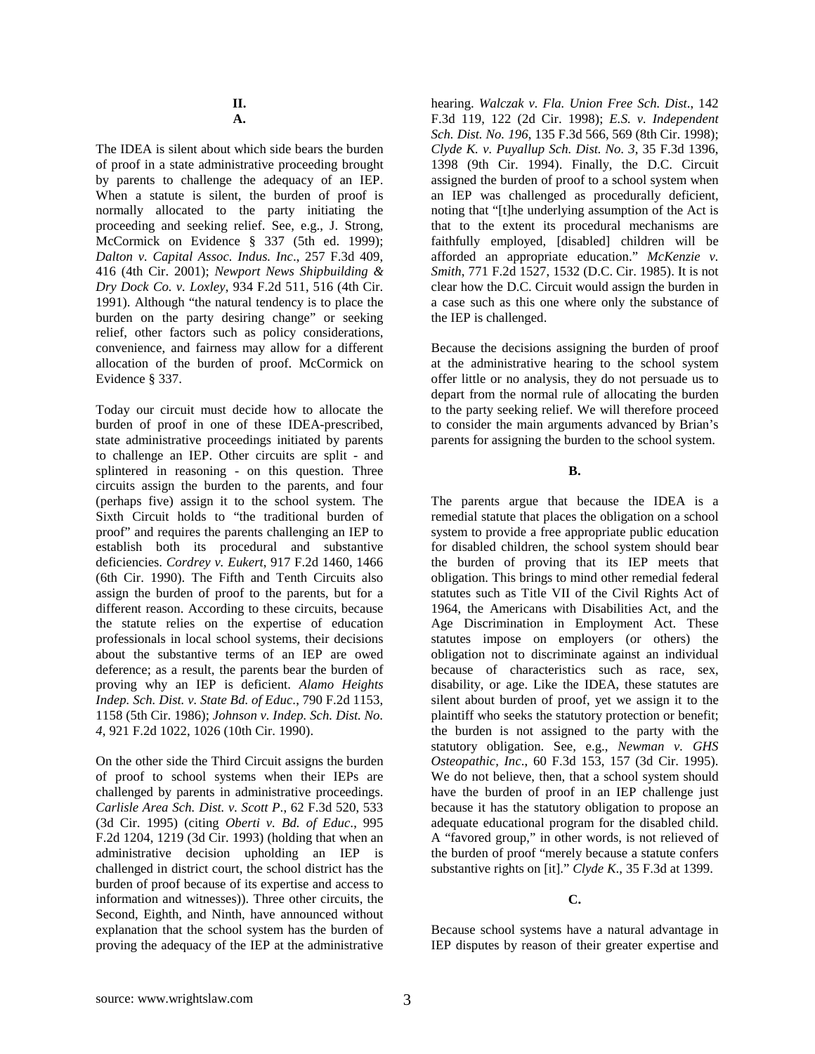## II.

### A.

The IDEA is silent about which side bears the burden of proof in a state administrative proceeding brought by parents to challenge the adequacy of an IEP. When a statute is silent, the burden of proof is normally allocated to the party initiating the proceeding and seeking relief. See, e.g., J. Strong, McCormick on Evidence § 337 (5th ed. 1999); *Dalton v. Capital Assoc. Indus. Inc*., 257 F.3d 409, 416 (4th Cir. 2001); *Newport News Shipbuilding & Dry Dock Co. v. Loxley*, 934 F.2d 511, 516 (4th Cir. 1991). Although "the natural tendency is to place the burden on the party desiring change" or seeking relief, other factors such as policy considerations, convenience, and fairness may allow for a different allocation of the burden of proof. McCormick on Evidence § 337.

Today our circuit must decide how to allocate the burden of proof in one of these IDEA-prescribed, state administrative proceedings initiated by parents to challenge an IEP. Other circuits are split - and splintered in reasoning - on this question. Three circuits assign the burden to the parents, and four (perhaps five) assign it to the school system. The Sixth Circuit holds to "the traditional burden of proof" and requires the parents challenging an IEP to establish both its procedural and substantive deficiencies. *Cordrey v. Eukert*, 917 F.2d 1460, 1466 (6th Cir. 1990). The Fifth and Tenth Circuits also assign the burden of proof to the parents, but for a different reason. According to these circuits, because the statute relies on the expertise of education professionals in local school systems, their decisions about the substantive terms of an IEP are owed deference; as a result, the parents bear the burden of proving why an IEP is deficient. *Alamo Heights Indep. Sch. Dist. v. State Bd. of Educ*., 790 F.2d 1153, 1158 (5th Cir. 1986); *Johnson v. Indep. Sch. Dist. No. 4*, 921 F.2d 1022, 1026 (10th Cir. 1990).

On the other side the Third Circuit assigns the burden of proof to school systems when their IEPs are challenged by parents in administrative proceedings. *Carlisle Area Sch. Dist. v. Scott P*., 62 F.3d 520, 533 (3d Cir. 1995) (citing *Oberti v. Bd. of Educ*., 995 F.2d 1204, 1219 (3d Cir. 1993) (holding that when an administrative decision upholding an IEP is challenged in district court, the school district has the burden of proof because of its expertise and access to information and witnesses)). Three other circuits, the Second, Eighth, and Ninth, have announced without explanation that the school system has the burden of proving the adequacy of the IEP at the administrative hearing. *Walczak v. Fla. Union Free Sch. Dist*., 142 F.3d 119, 122 (2d Cir. 1998); *E.S. v. Independent Sch. Dist. No. 196*, 135 F.3d 566, 569 (8th Cir. 1998); *Clyde K. v. Puyallup Sch. Dist. No. 3*, 35 F.3d 1396, 1398 (9th Cir. 1994). Finally, the D.C. Circuit assigned the burden of proof to a school system when an IEP was challenged as procedurally deficient, noting that "[t]he underlying assumption of the Act is that to the extent its procedural mechanisms are faithfully employed, [disabled] children will be afforded an appropriate education." *McKenzie v. Smith*, 771 F.2d 1527, 1532 (D.C. Cir. 1985). It is not clear how the D.C. Circuit would assign the burden in a case such as this one where only the substance of the IEP is challenged.

Because the decisions assigning the burden of proof at the administrative hearing to the school system offer little or no analysis, they do not persuade us to depart from the normal rule of allocating the burden to the party seeking relief. We will therefore proceed to consider the main arguments advanced by Brian's parents for assigning the burden to the school system.

### B.

The parents argue that because the IDEA is a remedial statute that places the obligation on a school system to provide a free appropriate public education for disabled children, the school system should bear the burden of proving that its IEP meets that obligation. This brings to mind other remedial federal statutes such as Title VII of the Civil Rights Act of 1964, the Americans with Disabilities Act, and the Age Discrimination in Employment Act. These statutes impose on employers (or others) the obligation not to discriminate against an individual because of characteristics such as race, sex, disability, or age. Like the IDEA, these statutes are silent about burden of proof, yet we assign it to the plaintiff who seeks the statutory protection or benefit; the burden is not assigned to the party with the statutory obligation. See, e.g., *Newman v. GHS Osteopathic, Inc*., 60 F.3d 153, 157 (3d Cir. 1995). We do not believe, then, that a school system should have the burden of proof in an IEP challenge just because it has the statutory obligation to propose an adequate educational program for the disabled child. A "favored group," in other words, is not relieved of the burden of proof "merely because a statute confers substantive rights on [it]." *Clyde K*., 35 F.3d at 1399.

### C.

Because school systems have a natural advantage in IEP disputes by reason of their greater expertise and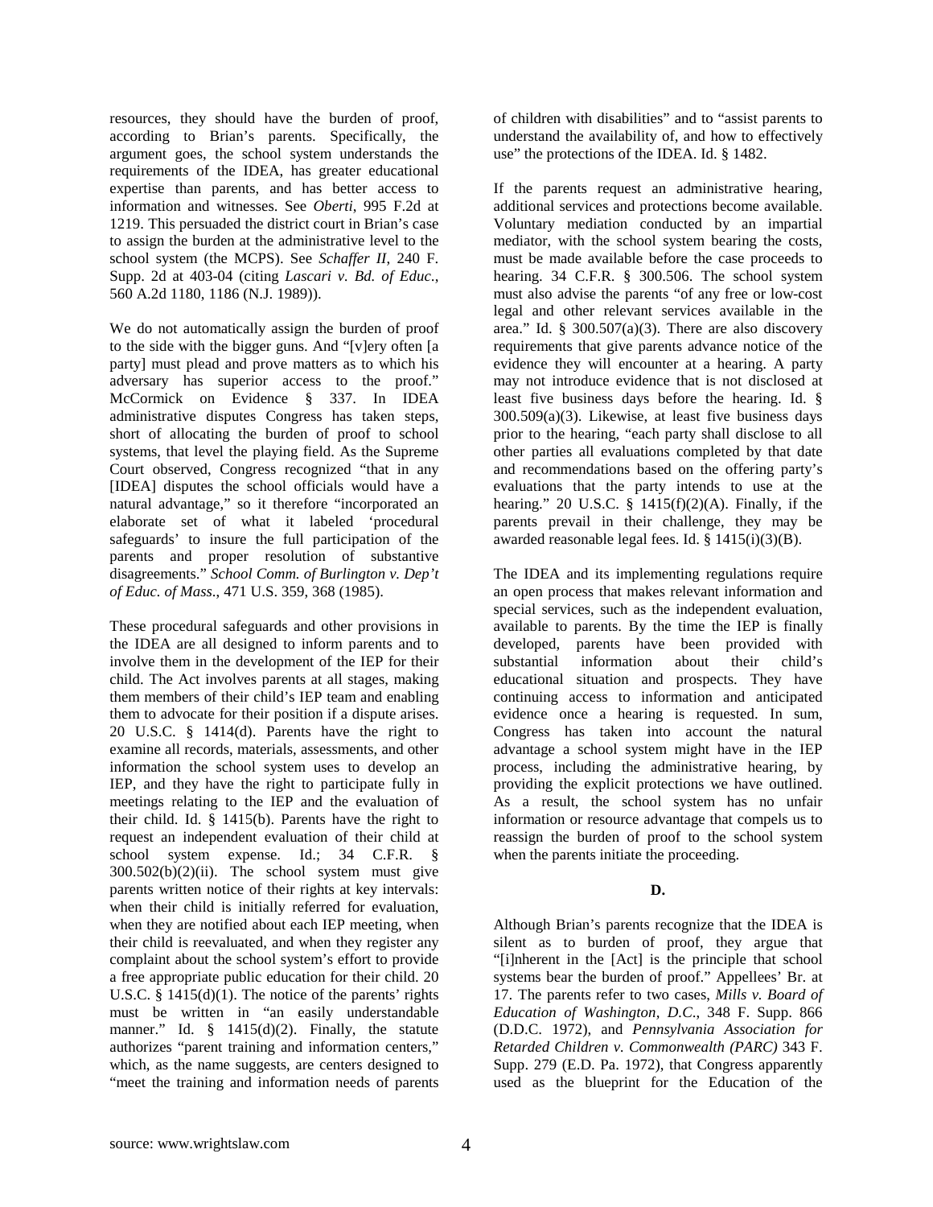resources, they should have the burden of proof, according to Brian's parents. Specifically, the argument goes, the school system understands the requirements of the IDEA, has greater educational expertise than parents, and has better access to information and witnesses. See *Oberti*, 995 F.2d at 1219. This persuaded the district court in Brian's case to assign the burden at the administrative level to the school system (the MCPS). See *Schaffer II*, 240 F. Supp. 2d at 403-04 (citing *Lascari v. Bd. of Educ.*, 560 A.2d 1180, 1186 (N.J. 1989)).

We do not automatically assign the burden of proof to the side with the bigger guns. And "[v]ery often [a party] must plead and prove matters as to which his adversary has superior access to the proof." McCormick on Evidence § 337. In IDEA administrative disputes Congress has taken steps, short of allocating the burden of proof to school systems, that level the playing field. As the Supreme Court observed, Congress recognized "that in any [IDEA] disputes the school officials would have a natural advantage," so it therefore "incorporated an elaborate set of what it labeled 'procedural safeguards' to insure the full participation of the parents and proper resolution of substantive disagreements." *School Comm. of Burlington v. Dep't of Educ. of Mass*., 471 U.S. 359, 368 (1985).

These procedural safeguards and other provisions in the IDEA are all designed to inform parents and to involve them in the development of the IEP for their child. The Act involves parents at all stages, making them members of their child's IEP team and enabling them to advocate for their position if a dispute arises. 20 U.S.C. § 1414(d). Parents have the right to examine all records, materials, assessments, and other information the school system uses to develop an IEP, and they have the right to participate fully in meetings relating to the IEP and the evaluation of their child. Id. § 1415(b). Parents have the right to request an independent evaluation of their child at school system expense. Id.; 34 C.F.R. § 300.502(b)(2)(ii). The school system must give parents written notice of their rights at key intervals: when their child is initially referred for evaluation, when they are notified about each IEP meeting, when their child is reevaluated, and when they register any complaint about the school system's effort to provide a free appropriate public education for their child. 20 U.S.C. § 1415(d)(1). The notice of the parents' rights must be written in "an easily understandable manner." Id. § 1415(d)(2). Finally, the statute authorizes "parent training and information centers," which, as the name suggests, are centers designed to "meet the training and information needs of parents of children with disabilities" and to "assist parents to understand the availability of, and how to effectively use" the protections of the IDEA. Id. § 1482.

If the parents request an administrative hearing, additional services and protections become available. Voluntary mediation conducted by an impartial mediator, with the school system bearing the costs, must be made available before the case proceeds to hearing. 34 C.F.R. § 300.506. The school system must also advise the parents "of any free or low-cost legal and other relevant services available in the area." Id. § 300.507(a)(3). There are also discovery requirements that give parents advance notice of the evidence they will encounter at a hearing. A party may not introduce evidence that is not disclosed at least five business days before the hearing. Id. § 300.509(a)(3). Likewise, at least five business days prior to the hearing, "each party shall disclose to all other parties all evaluations completed by that date and recommendations based on the offering party's evaluations that the party intends to use at the hearing." 20 U.S.C. § 1415(f)(2)(A). Finally, if the parents prevail in their challenge, they may be awarded reasonable legal fees. Id. § 1415(i)(3)(B).

The IDEA and its implementing regulations require an open process that makes relevant information and special services, such as the independent evaluation, available to parents. By the time the IEP is finally developed, parents have been provided with substantial information about their child's educational situation and prospects. They have continuing access to information and anticipated evidence once a hearing is requested. In sum, Congress has taken into account the natural advantage a school system might have in the IEP process, including the administrative hearing, by providing the explicit protections we have outlined. As a result, the school system has no unfair information or resource advantage that compels us to reassign the burden of proof to the school system when the parents initiate the proceeding.

**D.**

Although Brian's parents recognize that the IDEA is silent as to burden of proof, they argue that "[i]nherent in the [Act] is the principle that school systems bear the burden of proof." Appellees' Br. at 17. The parents refer to two cases, *Mills v. Board of Education of Washington, D.C*., 348 F. Supp. 866 (D.D.C. 1972), and *Pennsylvania Association for Retarded Children v. Commonwealth (PARC)* 343 F. Supp. 279 (E.D. Pa. 1972), that Congress apparently used as the blueprint for the Education of the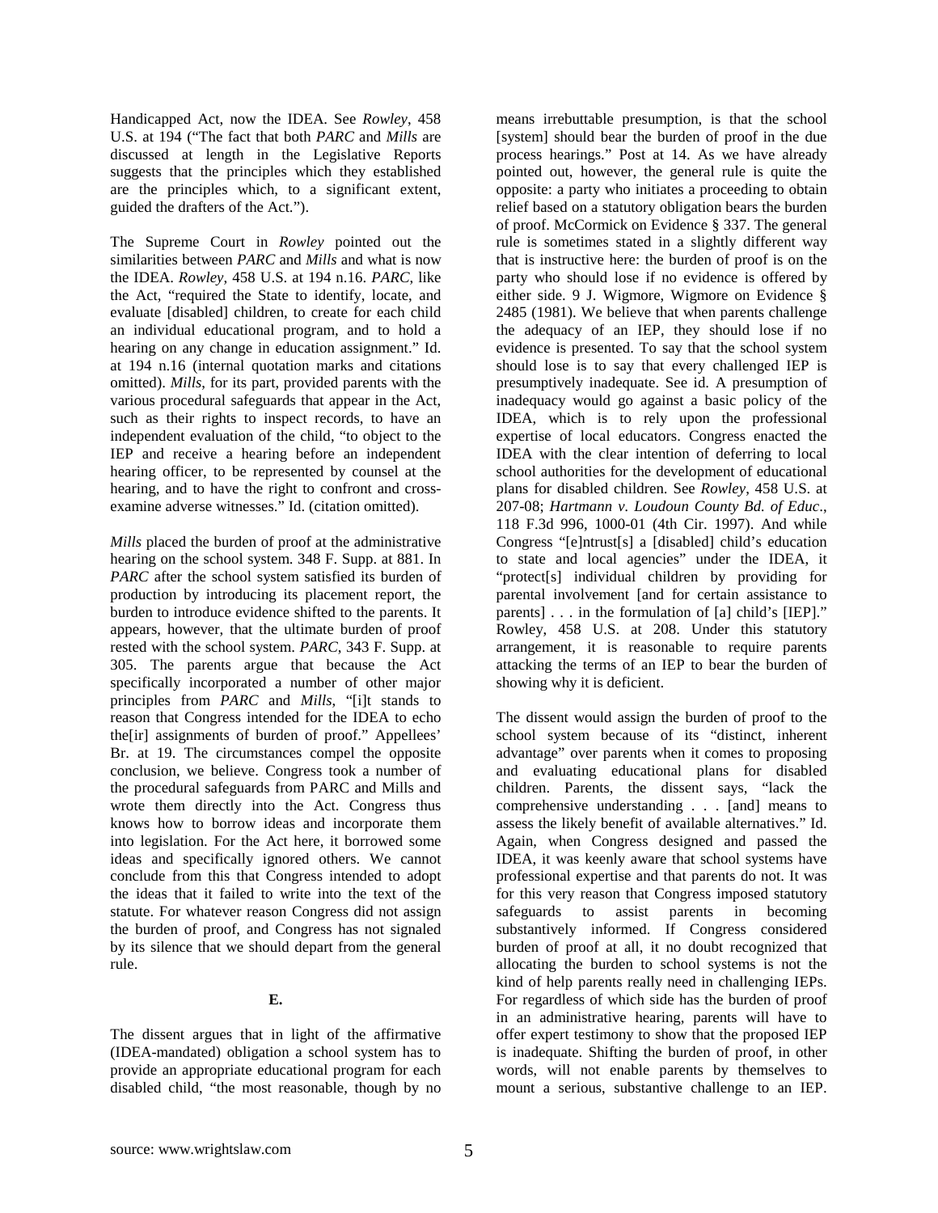Handicapped Act, now the IDEA. See *Rowley*, 458 U.S. at 194 ("The fact that both *PARC* and *Mills* are discussed at length in the Legislative Reports suggests that the principles which they established are the principles which, to a significant extent, guided the drafters of the Act.").

The Supreme Court in *Rowley* pointed out the similarities between *PARC* and *Mills* and what is now the IDEA. *Rowley*, 458 U.S. at 194 n.16. *PARC*, like the Act, "required the State to identify, locate, and evaluate [disabled] children, to create for each child an individual educational program, and to hold a hearing on any change in education assignment." Id. at 194 n.16 (internal quotation marks and citations omitted). *Mills*, for its part, provided parents with the various procedural safeguards that appear in the Act, such as their rights to inspect records, to have an independent evaluation of the child, "to object to the IEP and receive a hearing before an independent hearing officer, to be represented by counsel at the hearing, and to have the right to confront and cross-examine adverse witnesses." Id. (citation omitted).

*Mills* placed the burden of proof at the administrative hearing on the school system. 348 F. Supp. at 881. In *PARC* after the school system satisfied its burden of production by introducing its placement report, the burden to introduce evidence shifted to the parents. It appears, however, that the ultimate burden of proof rested with the school system. *PARC*, 343 F. Supp. at 305. The parents argue that because the Act specifically incorporated a number of other major principles from *PARC* and *Mills*, "[i]t stands to reason that Congress intended for the IDEA to echo the[ir] assignments of burden of proof." Appellees' Br. at 19. The circumstances compel the opposite conclusion, we believe. Congress took a number of the procedural safeguards from PARC and Mills and wrote them directly into the Act. Congress thus knows how to borrow ideas and incorporate them into legislation. For the Act here, it borrowed some ideas and specifically ignored others. We cannot conclude from this that Congress intended to adopt the ideas that it failed to write into the text of the statute. For whatever reason Congress did not assign the burden of proof, and Congress has not signaled by its silence that we should depart from the general rule.

**E.**

The dissent argues that in light of the affirmative (IDEA-mandated) obligation a school system has to provide an appropriate educational program for each disabled child, "the most reasonable, though by no means irrebuttable presumption, is that the school [system] should bear the burden of proof in the due process hearings." Post at 14. As we have already pointed out, however, the general rule is quite the opposite: a party who initiates a proceeding to obtain relief based on a statutory obligation bears the burden of proof. McCormick on Evidence § 337. The general rule is sometimes stated in a slightly different way that is instructive here: the burden of proof is on the party who should lose if no evidence is offered by either side. 9 J. Wigmore, Wigmore on Evidence § 2485 (1981). We believe that when parents challenge the adequacy of an IEP, they should lose if no evidence is presented. To say that the school system should lose is to say that every challenged IEP is presumptively inadequate. See id. A presumption of inadequacy would go against a basic policy of the IDEA, which is to rely upon the professional expertise of local educators. Congress enacted the IDEA with the clear intention of deferring to local school authorities for the development of educational plans for disabled children. See *Rowley*, 458 U.S. at 207-08; *Hartmann v. Loudoun County Bd. of Educ*., 118 F.3d 996, 1000-01 (4th Cir. 1997). And while Congress "[e]ntrust[s] a [disabled] child's education to state and local agencies" under the IDEA, it "protect[s] individual children by providing for parental involvement [and for certain assistance to parents] . . . in the formulation of [a] child's [IEP]." Rowley, 458 U.S. at 208. Under this statutory arrangement, it is reasonable to require parents attacking the terms of an IEP to bear the burden of showing why it is deficient.

The dissent would assign the burden of proof to the school system because of its "distinct, inherent advantage" over parents when it comes to proposing and evaluating educational plans for disabled children. Parents, the dissent says, "lack the comprehensive understanding . . . [and] means to assess the likely benefit of available alternatives." Id. Again, when Congress designed and passed the IDEA, it was keenly aware that school systems have professional expertise and that parents do not. It was for this very reason that Congress imposed statutory safeguards to assist parents in becoming substantively informed. If Congress considered burden of proof at all, it no doubt recognized that allocating the burden to school systems is not the kind of help parents really need in challenging IEPs. For regardless of which side has the burden of proof in an administrative hearing, parents will have to offer expert testimony to show that the proposed IEP is inadequate. Shifting the burden of proof, in other words, will not enable parents by themselves to mount a serious, substantive challenge to an IEP.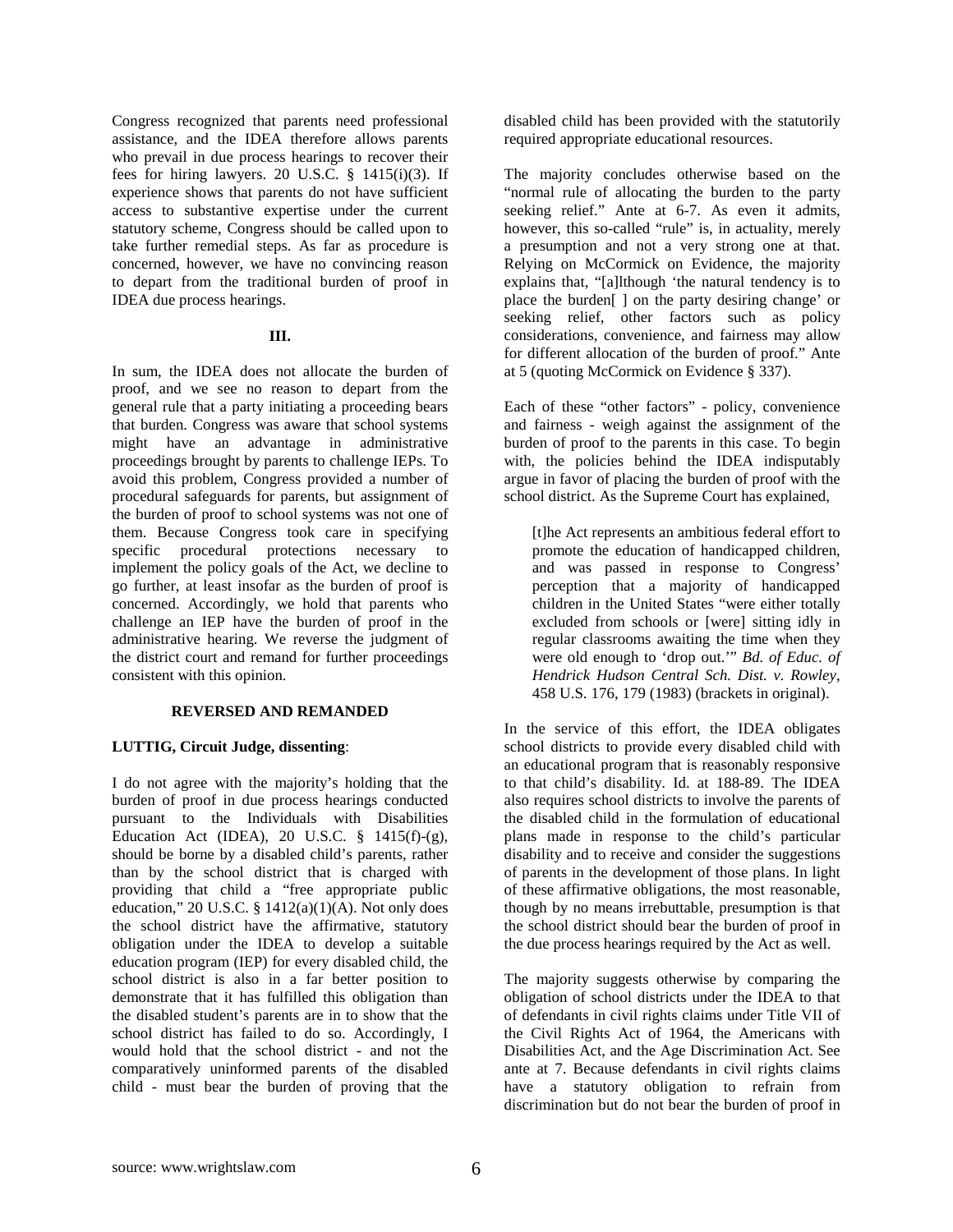Congress recognized that parents need professional assistance, and the IDEA therefore allows parents who prevail in due process hearings to recover their fees for hiring lawyers. 20 U.S.C. § 1415(i)(3). If experience shows that parents do not have sufficient access to substantive expertise under the current statutory scheme, Congress should be called upon to take further remedial steps. As far as procedure is concerned, however, we have no convincing reason to depart from the traditional burden of proof in IDEA due process hearings.

### III.

In sum, the IDEA does not allocate the burden of proof, and we see no reason to depart from the general rule that a party initiating a proceeding bears that burden. Congress was aware that school systems might have an advantage in administrative proceedings brought by parents to challenge IEPs. To avoid this problem, Congress provided a number of procedural safeguards for parents, but assignment of the burden of proof to school systems was not one of them. Because Congress took care in specifying specific procedural protections necessary to implement the policy goals of the Act, we decline to go further, at least insofar as the burden of proof is concerned. Accordingly, we hold that parents who challenge an IEP have the burden of proof in the administrative hearing. We reverse the judgment of the district court and remand for further proceedings consistent with this opinion.

**REVERSED AND REMANDED**

**LUTTIG, Circuit Judge, dissenting**:

I do not agree with the majority's holding that the burden of proof in due process hearings conducted pursuant to the Individuals with Disabilities Education Act (IDEA), 20 U.S.C. § 1415(f)-(g), should be borne by a disabled child's parents, rather than by the school district that is charged with providing that child a "free appropriate public education," 20 U.S.C. § 1412(a)(1)(A). Not only does the school district have the affirmative, statutory obligation under the IDEA to develop a suitable education program (IEP) for every disabled child, the school district is also in a far better position to demonstrate that it has fulfilled this obligation than the disabled student's parents are in to show that the school district has failed to do so. Accordingly, I would hold that the school district - and not the comparatively uninformed parents of the disabled child - must bear the burden of proving that the disabled child has been provided with the statutorily required appropriate educational resources.

The majority concludes otherwise based on the "normal rule of allocating the burden to the party seeking relief." Ante at 6-7. As even it admits, however, this so-called "rule" is, in actuality, merely a presumption and not a very strong one at that. Relying on McCormick on Evidence, the majority explains that, "[a]lthough 'the natural tendency is to place the burden[ ] on the party desiring change' or seeking relief, other factors such as policy considerations, convenience, and fairness may allow for different allocation of the burden of proof." Ante at 5 (quoting McCormick on Evidence § 337).

Each of these "other factors" - policy, convenience and fairness - weigh against the assignment of the burden of proof to the parents in this case. To begin with, the policies behind the IDEA indisputably argue in favor of placing the burden of proof with the school district. As the Supreme Court has explained,

> [t]he Act represents an ambitious federal effort to promote the education of handicapped children, and was passed in response to Congress' perception that a majority of handicapped children in the United States "were either totally excluded from schools or [were] sitting idly in regular classrooms awaiting the time when they were old enough to 'drop out.'" *Bd. of Educ. of Hendrick Hudson Central Sch. Dist. v. Rowley*, 458 U.S. 176, 179 (1983) (brackets in original).

In the service of this effort, the IDEA obligates school districts to provide every disabled child with an educational program that is reasonably responsive to that child's disability. Id. at 188-89. The IDEA also requires school districts to involve the parents of the disabled child in the formulation of educational plans made in response to the child's particular disability and to receive and consider the suggestions of parents in the development of those plans. In light of these affirmative obligations, the most reasonable, though by no means irrebuttable, presumption is that the school district should bear the burden of proof in the due process hearings required by the Act as well.

The majority suggests otherwise by comparing the obligation of school districts under the IDEA to that of defendants in civil rights claims under Title VII of the Civil Rights Act of 1964, the Americans with Disabilities Act, and the Age Discrimination Act. See ante at 7. Because defendants in civil rights claims have a statutory obligation to refrain from discrimination but do not bear the burden of proof in

source: www.wrightslaw.com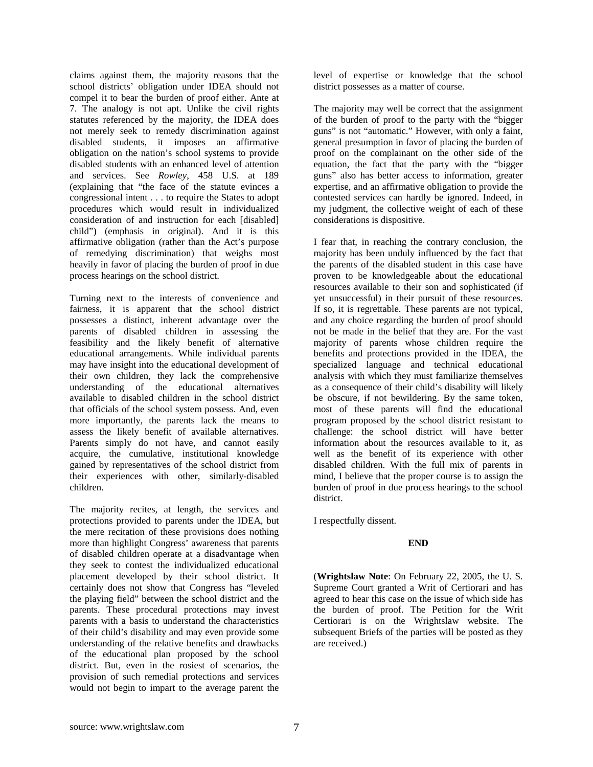claims against them, the majority reasons that the school districts' obligation under IDEA should not compel it to bear the burden of proof either. Ante at 7. The analogy is not apt. Unlike the civil rights statutes referenced by the majority, the IDEA does not merely seek to remedy discrimination against disabled students, it imposes an affirmative obligation on the nation's school systems to provide disabled students with an enhanced level of attention and services. See *Rowley*, 458 U.S. at 189 (explaining that "the face of the statute evinces a congressional intent . . . to require the States to adopt procedures which would result in individualized consideration of and instruction for each [disabled] child") (emphasis in original). And it is this affirmative obligation (rather than the Act's purpose of remedying discrimination) that weighs most heavily in favor of placing the burden of proof in due process hearings on the school district.

Turning next to the interests of convenience and fairness, it is apparent that the school district possesses a distinct, inherent advantage over the parents of disabled children in assessing the feasibility and the likely benefit of alternative educational arrangements. While individual parents may have insight into the educational development of their own children, they lack the comprehensive understanding of the educational alternatives available to disabled children in the school district that officials of the school system possess. And, even more importantly, the parents lack the means to assess the likely benefit of available alternatives. Parents simply do not have, and cannot easily acquire, the cumulative, institutional knowledge gained by representatives of the school district from their experiences with other, similarly-disabled children.

The majority recites, at length, the services and protections provided to parents under the IDEA, but the mere recitation of these provisions does nothing more than highlight Congress' awareness that parents of disabled children operate at a disadvantage when they seek to contest the individualized educational placement developed by their school district. It certainly does not show that Congress has "leveled the playing field" between the school district and the parents. These procedural protections may invest parents with a basis to understand the characteristics of their child's disability and may even provide some understanding of the relative benefits and drawbacks of the educational plan proposed by the school district. But, even in the rosiest of scenarios, the provision of such remedial protections and services would not begin to impart to the average parent the level of expertise or knowledge that the school district possesses as a matter of course.

The majority may well be correct that the assignment of the burden of proof to the party with the "bigger guns" is not "automatic." However, with only a faint, general presumption in favor of placing the burden of proof on the complainant on the other side of the equation, the fact that the party with the "bigger guns" also has better access to information, greater expertise, and an affirmative obligation to provide the contested services can hardly be ignored. Indeed, in my judgment, the collective weight of each of these considerations is dispositive.

I fear that, in reaching the contrary conclusion, the majority has been unduly influenced by the fact that the parents of the disabled student in this case have proven to be knowledgeable about the educational resources available to their son and sophisticated (if yet unsuccessful) in their pursuit of these resources. If so, it is regrettable. These parents are not typical, and any choice regarding the burden of proof should not be made in the belief that they are. For the vast majority of parents whose children require the benefits and protections provided in the IDEA, the specialized language and technical educational analysis with which they must familiarize themselves as a consequence of their child's disability will likely be obscure, if not bewildering. By the same token, most of these parents will find the educational program proposed by the school district resistant to challenge: the school district will have better information about the resources available to it, as well as the benefit of its experience with other disabled children. With the full mix of parents in mind, I believe that the proper course is to assign the burden of proof in due process hearings to the school district.

I respectfully dissent.

**END**

(**Wrightslaw Note**: On February 22, 2005, the U. S. Supreme Court granted a Writ of Certiorari and has agreed to hear this case on the issue of which side has the burden of proof. The Petition for the Writ Certiorari is on the Wrightslaw website. The subsequent Briefs of the parties will be posted as they are received.)